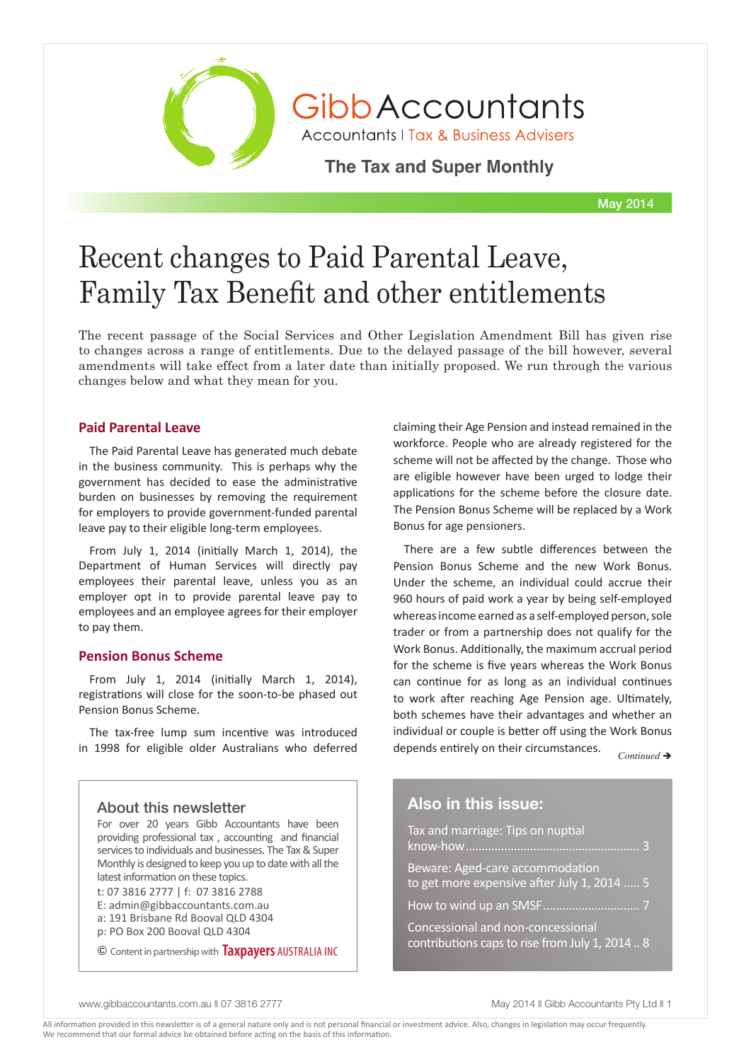# Gibb Accountants

Accountants | Tax & Business Advisers

**The Tax and Super Monthly**

May 2014

# Recent changes to Paid Parental Leave, Family Tax Benefit and other entitlements

The recent passage of the Social Services and Other Legislation Amendment Bill has given rise to changes across a range of entitlements. Due to the delayed passage of the bill however, several amendments will take effect from a later date than initially proposed. We run through the various changes below and what they mean for you.

## Paid Parental Leave

The Paid Parental Leave has generated much debate in the business community. This is perhaps why the government has decided to ease the administrative burden on businesses by removing the requirement for employers to provide government-funded parental leave pay to their eligible long-term employees.

From July 1, 2014 (initially March 1, 2014), the Department of Human Services will directly pay employees their parental leave, unless you as an employer opt in to provide parental leave pay to employees and an employee agrees for their employer to pay them.

## Pension Bonus Scheme

From July 1, 2014 (initially March 1, 2014), registrations will close for the soon-to-be phased out Pension Bonus Scheme.

The tax-free lump sum incentive was introduced in 1998 for eligible older Australians who deferred claiming their Age Pension and instead remained in the workforce. People who are already registered for the scheme will not be affected by the change. Those who are eligible however have been urged to lodge their applications for the scheme before the closure date. The Pension Bonus Scheme will be replaced by a Work Bonus for age pensioners.

There are a few subtle differences between the Pension Bonus Scheme and the new Work Bonus. Under the scheme, an individual could accrue their 960 hours of paid work a year by being self-employed whereas income earned as a self-employed person, sole trader or from a partnership does not qualify for the Work Bonus. Additionally, the maximum accrual period for the scheme is five years whereas the Work Bonus can continue for as long as an individual continues to work after reaching Age Pension age. Ultimately, both schemes have their advantages and whether an individual or couple is better off using the Work Bonus depends entirely on their circumstances.

*Continued* ➔

## About this newsletter

For over 20 years Gibb Accountants have been providing professional tax , accounting and financial services to individuals and businesses. The Tax & Super Monthly is designed to keep you up to date with all the latest information on these topics.

t: 07 3816 2777 | f: 07 3816 2788
E: admin@gibbaccountants.com.au
a: 191 Brisbane Rd Booval QLD 4304
p: PO Box 200 Booval QLD 4304

© Content in partnership with Taxpayers AUSTRALIA INC

## Also in this issue:

- Tax and marriage: Tips on nuptial know-how .... 3
- Beware: Aged-care accommodation to get more expensive after July 1, 2014 ..... 5
- How to wind up an SMSF .... 7
- Concessional and non-concessional contributions caps to rise from July 1, 2014 .. 8

All information provided in this newsletter is of a general nature only and is not personal financial or investment advice. Also, changes in legislation may occur frequently. We recommend that our formal advice be obtained before acting on the basis of this information.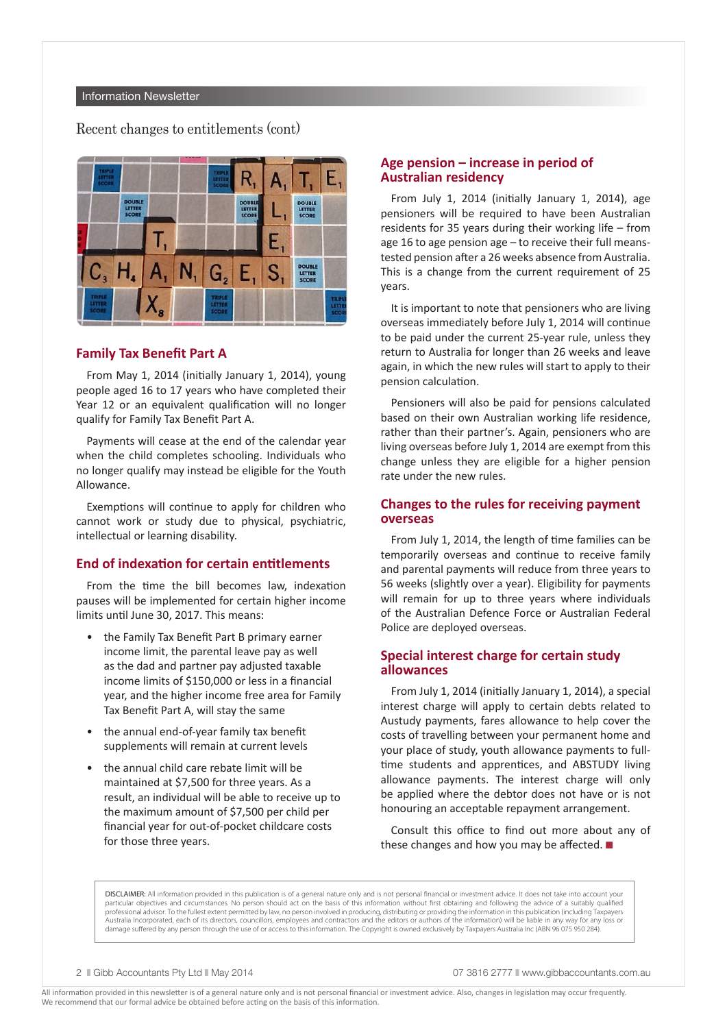## Recent changes to entitlements (cont)

### Family Tax Benefit Part A

From May 1, 2014 (initially January 1, 2014), young people aged 16 to 17 years who have completed their Year 12 or an equivalent qualification will no longer qualify for Family Tax Benefit Part A.

Payments will cease at the end of the calendar year when the child completes schooling. Individuals who no longer qualify may instead be eligible for the Youth Allowance.

Exemptions will continue to apply for children who cannot work or study due to physical, psychiatric, intellectual or learning disability.

### End of indexation for certain entitlements

From the time the bill becomes law, indexation pauses will be implemented for certain higher income limits until June 30, 2017. This means:

- the Family Tax Benefit Part B primary earner income limit, the parental leave pay as well as the dad and partner pay adjusted taxable income limits of $150,000 or less in a financial year, and the higher income free area for Family Tax Benefit Part A, will stay the same
- the annual end-of-year family tax benefit supplements will remain at current levels
- the annual child care rebate limit will be maintained at $7,500 for three years. As a result, an individual will be able to receive up to the maximum amount of $7,500 per child per financial year for out-of-pocket childcare costs for those three years.

### Age pension – increase in period of Australian residency

From July 1, 2014 (initially January 1, 2014), age pensioners will be required to have been Australian residents for 35 years during their working life – from age 16 to age pension age – to receive their full means-tested pension after a 26 weeks absence from Australia. This is a change from the current requirement of 25 years.

It is important to note that pensioners who are living overseas immediately before July 1, 2014 will continue to be paid under the current 25-year rule, unless they return to Australia for longer than 26 weeks and leave again, in which the new rules will start to apply to their pension calculation.

Pensioners will also be paid for pensions calculated based on their own Australian working life residence, rather than their partner's. Again, pensioners who are living overseas before July 1, 2014 are exempt from this change unless they are eligible for a higher pension rate under the new rules.

### Changes to the rules for receiving payment overseas

From July 1, 2014, the length of time families can be temporarily overseas and continue to receive family and parental payments will reduce from three years to 56 weeks (slightly over a year). Eligibility for payments will remain for up to three years where members of the Australian Defence Force or Australian Federal Police are deployed overseas.

### Special interest charge for certain study allowances

From July 1, 2014 (initially January 1, 2014), a special interest charge will apply to certain debts related to Austudy payments, fares allowance to help cover the costs of travelling between your permanent home and your place of study, youth allowance payments to full-time students and apprentices, and ABSTUDY living allowance payments. The interest charge will only be applied where the debtor does not have or is not honouring an acceptable repayment arrangement.

Consult this office to find out more about any of these changes and how you may be affected. ■

DISCLAIMER: All information provided in this publication is of a general nature only and is not personal financial or investment advice. It does not take into account your particular objectives and circumstances. No person should act on the basis of this information without first obtaining and following the advice of a suitably qualified professional advisor. To the fullest extent permitted by law, no person involved in producing, distributing or providing the information in this publication (including Taxpayers Australia Incorporated, each of its directors, councillors, employees and contractors and the editors or authors of the information) will be liable in any way for any loss or damage suffered by any person through the use of or access to this information. The Copyright is owned exclusively by Taxpayers Australia Inc (ABN 96 075 950 284).

All information provided in this newsletter is of a general nature only and is not personal financial or investment advice. Also, changes in legislation may occur frequently. We recommend that our formal advice be obtained before acting on the basis of this information.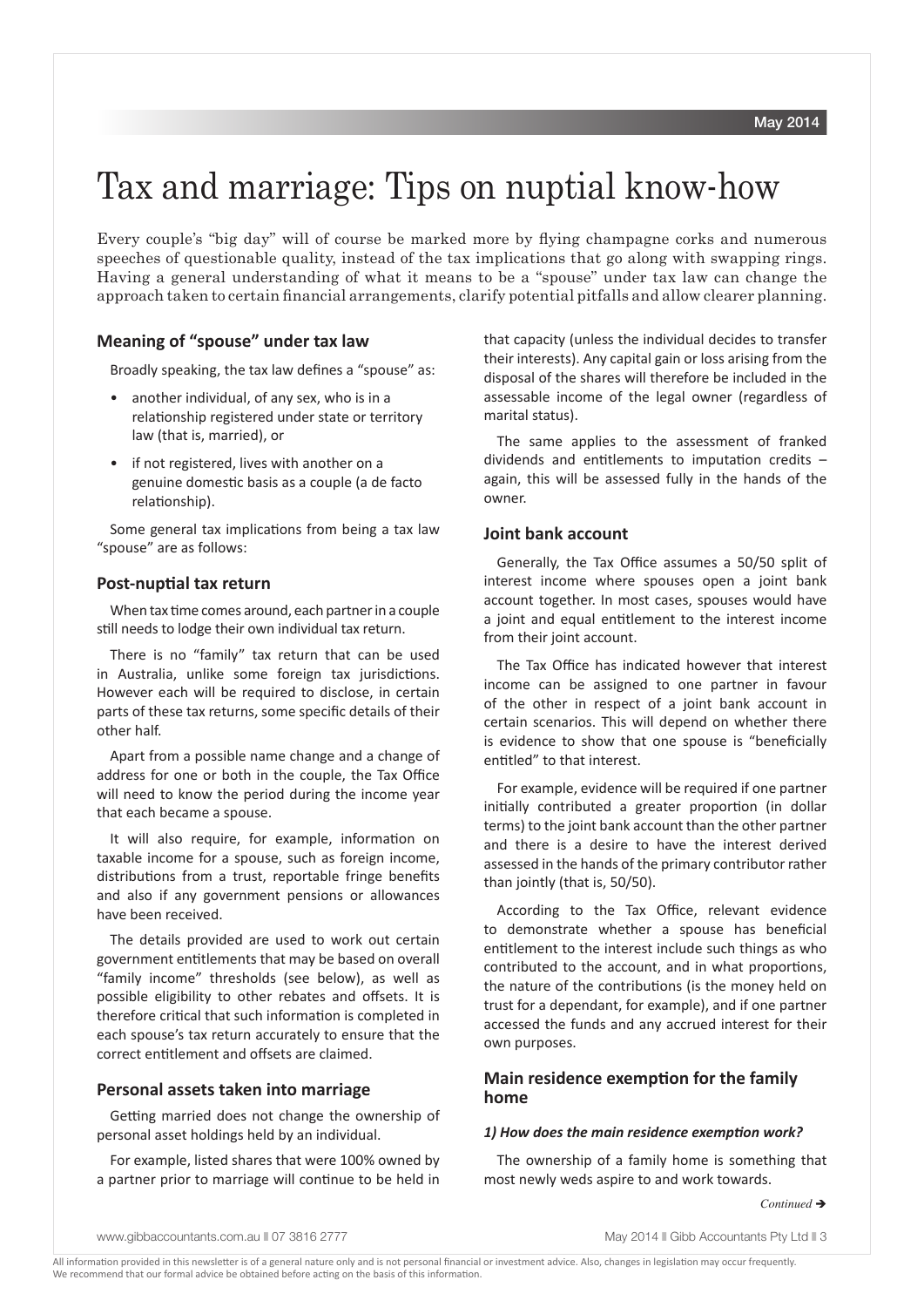# Tax and marriage: Tips on nuptial know-how

Every couple's "big day" will of course be marked more by flying champagne corks and numerous speeches of questionable quality, instead of the tax implications that go along with swapping rings. Having a general understanding of what it means to be a "spouse" under tax law can change the approach taken to certain financial arrangements, clarify potential pitfalls and allow clearer planning.

## Meaning of "spouse" under tax law

Broadly speaking, the tax law defines a "spouse" as:

- another individual, of any sex, who is in a relationship registered under state or territory law (that is, married), or
- if not registered, lives with another on a genuine domestic basis as a couple (a de facto relationship).

Some general tax implications from being a tax law "spouse" are as follows:

## Post-nuptial tax return

When tax time comes around, each partner in a couple still needs to lodge their own individual tax return.

There is no "family" tax return that can be used in Australia, unlike some foreign tax jurisdictions. However each will be required to disclose, in certain parts of these tax returns, some specific details of their other half.

Apart from a possible name change and a change of address for one or both in the couple, the Tax Office will need to know the period during the income year that each became a spouse.

It will also require, for example, information on taxable income for a spouse, such as foreign income, distributions from a trust, reportable fringe benefits and also if any government pensions or allowances have been received.

The details provided are used to work out certain government entitlements that may be based on overall "family income" thresholds (see below), as well as possible eligibility to other rebates and offsets. It is therefore critical that such information is completed in each spouse's tax return accurately to ensure that the correct entitlement and offsets are claimed.

## Personal assets taken into marriage

Getting married does not change the ownership of personal asset holdings held by an individual.

For example, listed shares that were 100% owned by a partner prior to marriage will continue to be held in that capacity (unless the individual decides to transfer their interests). Any capital gain or loss arising from the disposal of the shares will therefore be included in the assessable income of the legal owner (regardless of marital status).

The same applies to the assessment of franked dividends and entitlements to imputation credits – again, this will be assessed fully in the hands of the owner.

## Joint bank account

Generally, the Tax Office assumes a 50/50 split of interest income where spouses open a joint bank account together. In most cases, spouses would have a joint and equal entitlement to the interest income from their joint account.

The Tax Office has indicated however that interest income can be assigned to one partner in favour of the other in respect of a joint bank account in certain scenarios. This will depend on whether there is evidence to show that one spouse is "beneficially entitled" to that interest.

For example, evidence will be required if one partner initially contributed a greater proportion (in dollar terms) to the joint bank account than the other partner and there is a desire to have the interest derived assessed in the hands of the primary contributor rather than jointly (that is, 50/50).

According to the Tax Office, relevant evidence to demonstrate whether a spouse has beneficial entitlement to the interest include such things as who contributed to the account, and in what proportions, the nature of the contributions (is the money held on trust for a dependant, for example), and if one partner accessed the funds and any accrued interest for their own purposes.

## Main residence exemption for the family home

### *1) How does the main residence exemption work?*

The ownership of a family home is something that most newly weds aspire to and work towards.

*Continued* ➔

All information provided in this newsletter is of a general nature only and is not personal financial or investment advice. Also, changes in legislation may occur frequently. We recommend that our formal advice be obtained before acting on the basis of this information.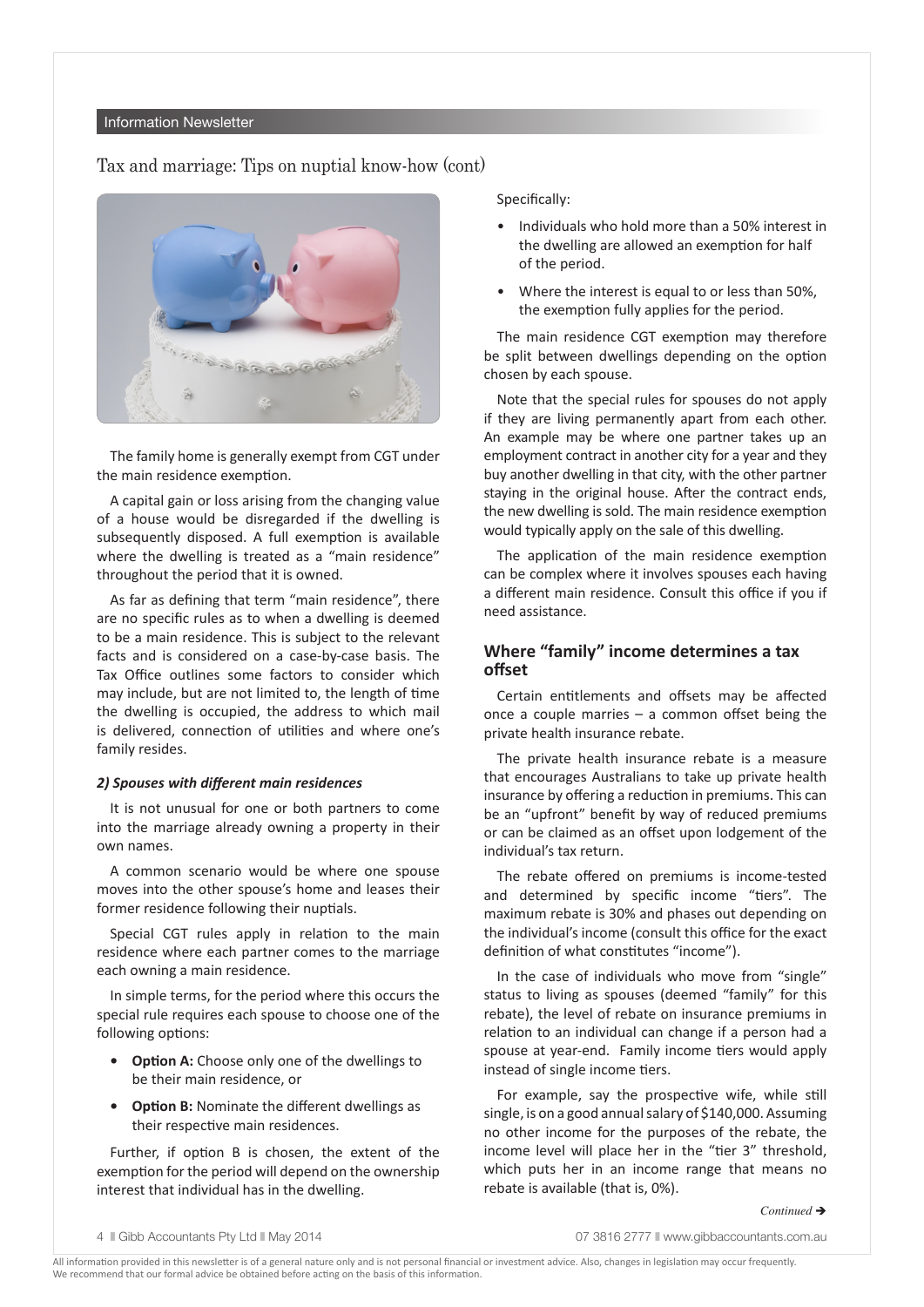Tax and marriage: Tips on nuptial know-how (cont)

The family home is generally exempt from CGT under the main residence exemption.

A capital gain or loss arising from the changing value of a house would be disregarded if the dwelling is subsequently disposed. A full exemption is available where the dwelling is treated as a "main residence" throughout the period that it is owned.

As far as defining that term "main residence", there are no specific rules as to when a dwelling is deemed to be a main residence. This is subject to the relevant facts and is considered on a case-by-case basis. The Tax Office outlines some factors to consider which may include, but are not limited to, the length of time the dwelling is occupied, the address to which mail is delivered, connection of utilities and where one's family resides.

***2) Spouses with different main residences***

It is not unusual for one or both partners to come into the marriage already owning a property in their own names.

A common scenario would be where one spouse moves into the other spouse's home and leases their former residence following their nuptials.

Special CGT rules apply in relation to the main residence where each partner comes to the marriage each owning a main residence.

In simple terms, for the period where this occurs the special rule requires each spouse to choose one of the following options:

- **Option A:** Choose only one of the dwellings to be their main residence, or
- **Option B:** Nominate the different dwellings as their respective main residences.

Further, if option B is chosen, the extent of the exemption for the period will depend on the ownership interest that individual has in the dwelling.

Specifically:

- Individuals who hold more than a 50% interest in the dwelling are allowed an exemption for half of the period.
- Where the interest is equal to or less than 50%, the exemption fully applies for the period.

The main residence CGT exemption may therefore be split between dwellings depending on the option chosen by each spouse.

Note that the special rules for spouses do not apply if they are living permanently apart from each other. An example may be where one partner takes up an employment contract in another city for a year and they buy another dwelling in that city, with the other partner staying in the original house. After the contract ends, the new dwelling is sold. The main residence exemption would typically apply on the sale of this dwelling.

The application of the main residence exemption can be complex where it involves spouses each having a different main residence. Consult this office if you if need assistance.

## Where "family" income determines a tax offset

Certain entitlements and offsets may be affected once a couple marries – a common offset being the private health insurance rebate.

The private health insurance rebate is a measure that encourages Australians to take up private health insurance by offering a reduction in premiums. This can be an "upfront" benefit by way of reduced premiums or can be claimed as an offset upon lodgement of the individual's tax return.

The rebate offered on premiums is income-tested and determined by specific income "tiers". The maximum rebate is 30% and phases out depending on the individual's income (consult this office for the exact definition of what constitutes "income").

In the case of individuals who move from "single" status to living as spouses (deemed "family" for this rebate), the level of rebate on insurance premiums in relation to an individual can change if a person had a spouse at year-end. Family income tiers would apply instead of single income tiers.

For example, say the prospective wife, while still single, is on a good annual salary of $140,000. Assuming no other income for the purposes of the rebate, the income level will place her in the "tier 3" threshold, which puts her in an income range that means no rebate is available (that is, 0%).

*Continued* ➔

All information provided in this newsletter is of a general nature only and is not personal financial or investment advice. Also, changes in legislation may occur frequently. We recommend that our formal advice be obtained before acting on the basis of this information.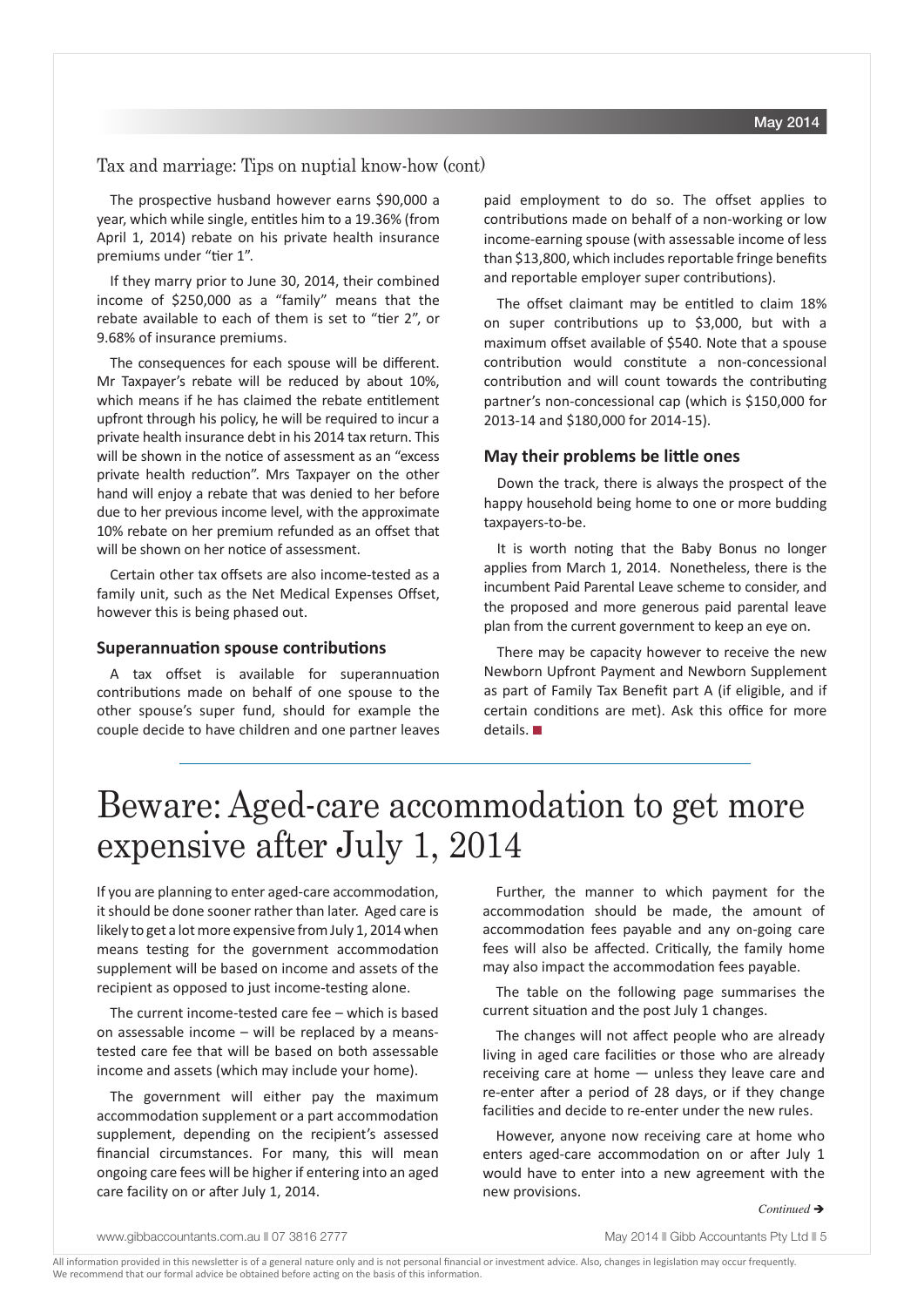Tax and marriage: Tips on nuptial know-how (cont)

The prospective husband however earns $90,000 a year, which while single, entitles him to a 19.36% (from April 1, 2014) rebate on his private health insurance premiums under "tier 1".

If they marry prior to June 30, 2014, their combined income of $250,000 as a "family" means that the rebate available to each of them is set to "tier 2", or 9.68% of insurance premiums.

The consequences for each spouse will be different. Mr Taxpayer's rebate will be reduced by about 10%, which means if he has claimed the rebate entitlement upfront through his policy, he will be required to incur a private health insurance debt in his 2014 tax return. This will be shown in the notice of assessment as an "excess private health reduction". Mrs Taxpayer on the other hand will enjoy a rebate that was denied to her before due to her previous income level, with the approximate 10% rebate on her premium refunded as an offset that will be shown on her notice of assessment.

Certain other tax offsets are also income-tested as a family unit, such as the Net Medical Expenses Offset, however this is being phased out.

### Superannuation spouse contributions

A tax offset is available for superannuation contributions made on behalf of one spouse to the other spouse's super fund, should for example the couple decide to have children and one partner leaves paid employment to do so. The offset applies to contributions made on behalf of a non-working or low income-earning spouse (with assessable income of less than $13,800, which includes reportable fringe benefits and reportable employer super contributions).

The offset claimant may be entitled to claim 18% on super contributions up to $3,000, but with a maximum offset available of $540. Note that a spouse contribution would constitute a non-concessional contribution and will count towards the contributing partner's non-concessional cap (which is $150,000 for 2013-14 and $180,000 for 2014-15).

### May their problems be little ones

Down the track, there is always the prospect of the happy household being home to one or more budding taxpayers-to-be.

It is worth noting that the Baby Bonus no longer applies from March 1, 2014. Nonetheless, there is the incumbent Paid Parental Leave scheme to consider, and the proposed and more generous paid parental leave plan from the current government to keep an eye on.

There may be capacity however to receive the new Newborn Upfront Payment and Newborn Supplement as part of Family Tax Benefit part A (if eligible, and if certain conditions are met). Ask this office for more details. ■

# Beware: Aged-care accommodation to get more expensive after July 1, 2014

If you are planning to enter aged-care accommodation, it should be done sooner rather than later. Aged care is likely to get a lot more expensive from July 1, 2014 when means testing for the government accommodation supplement will be based on income and assets of the recipient as opposed to just income-testing alone.

The current income-tested care fee – which is based on assessable income – will be replaced by a means-tested care fee that will be based on both assessable income and assets (which may include your home).

The government will either pay the maximum accommodation supplement or a part accommodation supplement, depending on the recipient's assessed financial circumstances. For many, this will mean ongoing care fees will be higher if entering into an aged care facility on or after July 1, 2014.

Further, the manner to which payment for the accommodation should be made, the amount of accommodation fees payable and any on-going care fees will also be affected. Critically, the family home may also impact the accommodation fees payable.

The table on the following page summarises the current situation and the post July 1 changes.

The changes will not affect people who are already living in aged care facilities or those who are already receiving care at home — unless they leave care and re-enter after a period of 28 days, or if they change facilities and decide to re-enter under the new rules.

However, anyone now receiving care at home who enters aged-care accommodation on or after July 1 would have to enter into a new agreement with the new provisions.

*Continued* ➔

All information provided in this newsletter is of a general nature only and is not personal financial or investment advice. Also, changes in legislation may occur frequently. We recommend that our formal advice be obtained before acting on the basis of this information.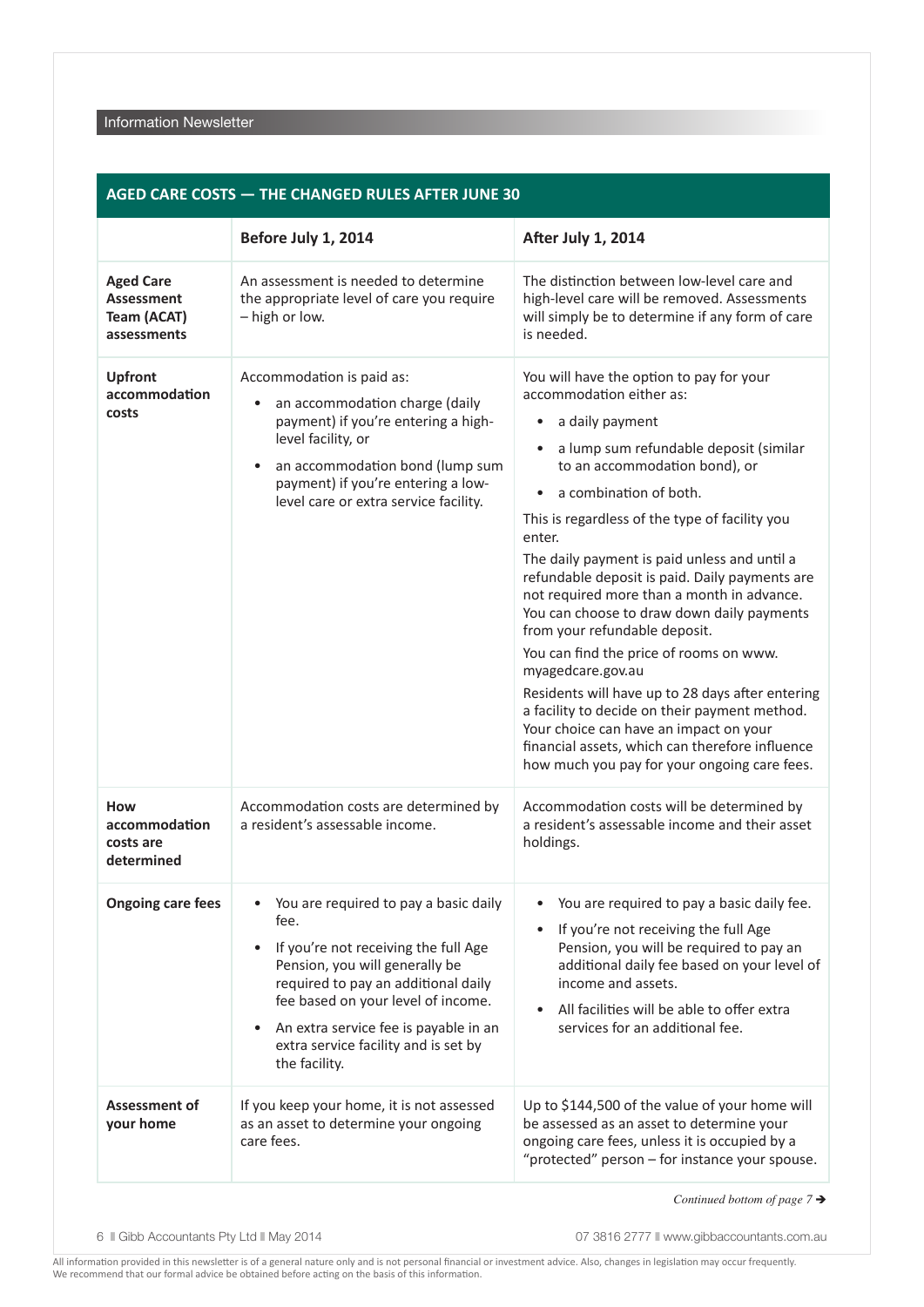## AGED CARE COSTS — THE CHANGED RULES AFTER JUNE 30

| | Before July 1, 2014 | After July 1, 2014 |
|---|---|---|
| **Aged Care Assessment Team (ACAT) assessments** | An assessment is needed to determine the appropriate level of care you require – high or low. | The distinction between low-level care and high-level care will be removed. Assessments will simply be to determine if any form of care is needed. |
| **Upfront accommodation costs** | Accommodation is paid as:<br>• an accommodation charge (daily payment) if you're entering a high-level facility, or<br>• an accommodation bond (lump sum payment) if you're entering a low-level care or extra service facility. | You will have the option to pay for your accommodation either as:<br>• a daily payment<br>• a lump sum refundable deposit (similar to an accommodation bond), or<br>• a combination of both.<br>This is regardless of the type of facility you enter.<br>The daily payment is paid unless and until a refundable deposit is paid. Daily payments are not required more than a month in advance. You can choose to draw down daily payments from your refundable deposit.<br>You can find the price of rooms on www.myagedcare.gov.au<br>Residents will have up to 28 days after entering a facility to decide on their payment method. Your choice can have an impact on your financial assets, which can therefore influence how much you pay for your ongoing care fees. |
| **How accommodation costs are determined** | Accommodation costs are determined by a resident's assessable income. | Accommodation costs will be determined by a resident's assessable income and their asset holdings. |
| **Ongoing care fees** | • You are required to pay a basic daily fee.<br>• If you're not receiving the full Age Pension, you will generally be required to pay an additional daily fee based on your level of income.<br>• An extra service fee is payable in an extra service facility and is set by the facility. | • You are required to pay a basic daily fee.<br>• If you're not receiving the full Age Pension, you will be required to pay an additional daily fee based on your level of income and assets.<br>• All facilities will be able to offer extra services for an additional fee. |
| **Assessment of your home** | If you keep your home, it is not assessed as an asset to determine your ongoing care fees. | Up to $144,500 of the value of your home will be assessed as an asset to determine your ongoing care fees, unless it is occupied by a "protected" person – for instance your spouse. |

*Continued bottom of page 7 ➔*

All information provided in this newsletter is of a general nature only and is not personal financial or investment advice. Also, changes in legislation may occur frequently. We recommend that our formal advice be obtained before acting on the basis of this information.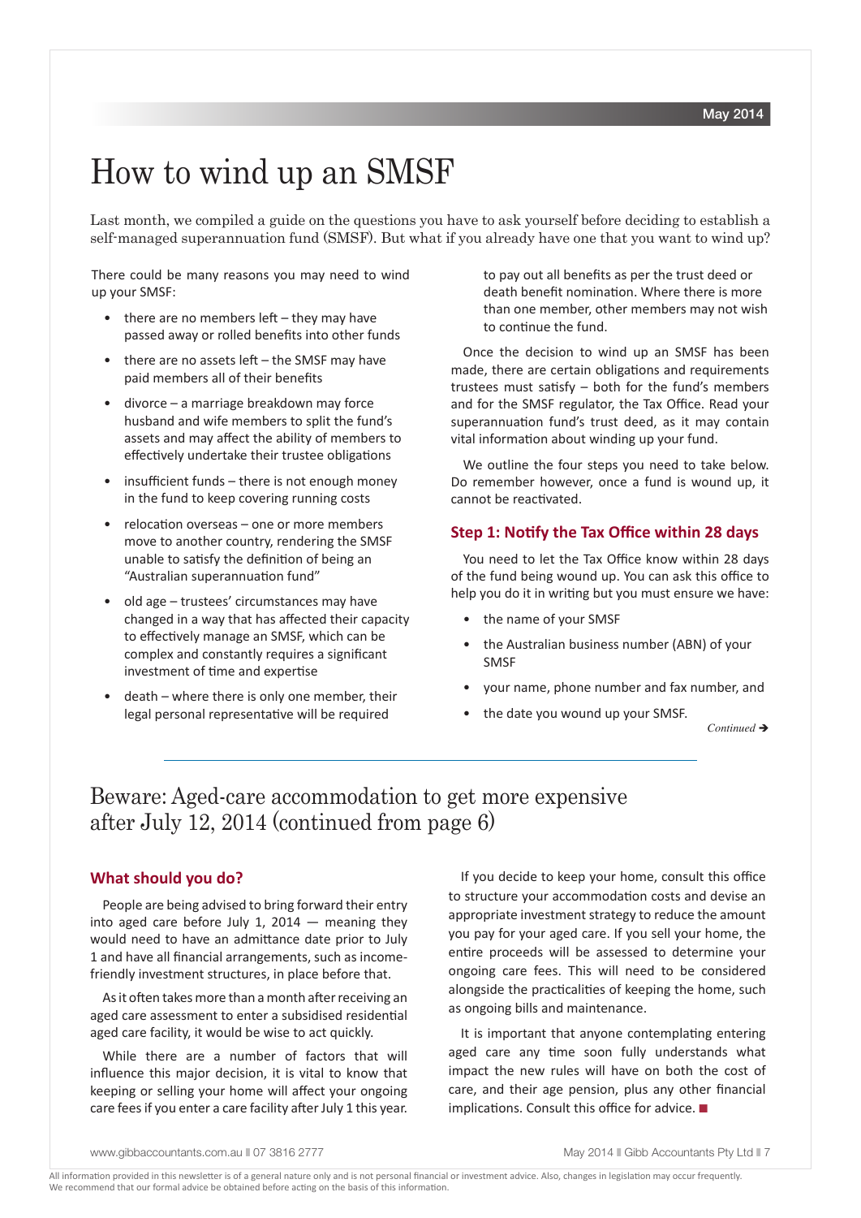# How to wind up an SMSF

Last month, we compiled a guide on the questions you have to ask yourself before deciding to establish a self-managed superannuation fund (SMSF). But what if you already have one that you want to wind up?

There could be many reasons you may need to wind up your SMSF:

- there are no members left – they may have passed away or rolled benefits into other funds
- there are no assets left – the SMSF may have paid members all of their benefits
- divorce – a marriage breakdown may force husband and wife members to split the fund's assets and may affect the ability of members to effectively undertake their trustee obligations
- insufficient funds – there is not enough money in the fund to keep covering running costs
- relocation overseas – one or more members move to another country, rendering the SMSF unable to satisfy the definition of being an "Australian superannuation fund"
- old age – trustees' circumstances may have changed in a way that has affected their capacity to effectively manage an SMSF, which can be complex and constantly requires a significant investment of time and expertise
- death – where there is only one member, their legal personal representative will be required to pay out all benefits as per the trust deed or death benefit nomination. Where there is more than one member, other members may not wish to continue the fund.

Once the decision to wind up an SMSF has been made, there are certain obligations and requirements trustees must satisfy – both for the fund's members and for the SMSF regulator, the Tax Office. Read your superannuation fund's trust deed, as it may contain vital information about winding up your fund.

We outline the four steps you need to take below. Do remember however, once a fund is wound up, it cannot be reactivated.

### Step 1: Notify the Tax Office within 28 days

You need to let the Tax Office know within 28 days of the fund being wound up. You can ask this office to help you do it in writing but you must ensure we have:

- the name of your SMSF
- the Australian business number (ABN) of your SMSF
- your name, phone number and fax number, and
- the date you wound up your SMSF.

*Continued ➔*

# Beware: Aged-care accommodation to get more expensive after July 12, 2014 (continued from page 6)

### What should you do?

People are being advised to bring forward their entry into aged care before July 1, 2014 — meaning they would need to have an admittance date prior to July 1 and have all financial arrangements, such as income-friendly investment structures, in place before that.

As it often takes more than a month after receiving an aged care assessment to enter a subsidised residential aged care facility, it would be wise to act quickly.

While there are a number of factors that will influence this major decision, it is vital to know that keeping or selling your home will affect your ongoing care fees if you enter a care facility after July 1 this year.

If you decide to keep your home, consult this office to structure your accommodation costs and devise an appropriate investment strategy to reduce the amount you pay for your aged care. If you sell your home, the entire proceeds will be assessed to determine your ongoing care fees. This will need to be considered alongside the practicalities of keeping the home, such as ongoing bills and maintenance.

It is important that anyone contemplating entering aged care any time soon fully understands what impact the new rules will have on both the cost of care, and their age pension, plus any other financial implications. Consult this office for advice. ■

All information provided in this newsletter is of a general nature only and is not personal financial or investment advice. Also, changes in legislation may occur frequently. We recommend that our formal advice be obtained before acting on the basis of this information.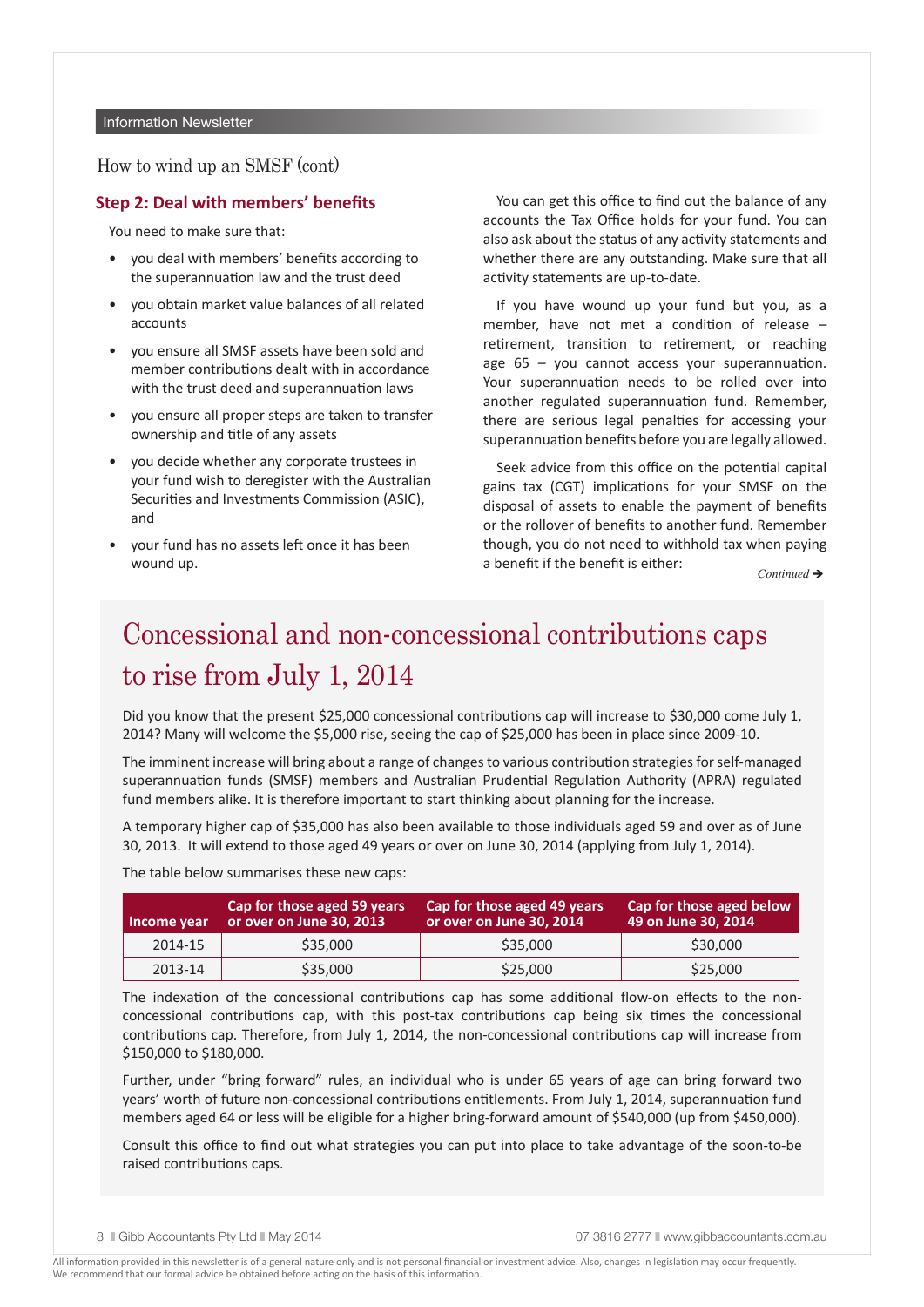How to wind up an SMSF (cont)

### Step 2: Deal with members' benefits

You need to make sure that:

- you deal with members' benefits according to the superannuation law and the trust deed
- you obtain market value balances of all related accounts
- you ensure all SMSF assets have been sold and member contributions dealt with in accordance with the trust deed and superannuation laws
- you ensure all proper steps are taken to transfer ownership and title of any assets
- you decide whether any corporate trustees in your fund wish to deregister with the Australian Securities and Investments Commission (ASIC), and
- your fund has no assets left once it has been wound up.

You can get this office to find out the balance of any accounts the Tax Office holds for your fund. You can also ask about the status of any activity statements and whether there are any outstanding. Make sure that all activity statements are up-to-date.

If you have wound up your fund but you, as a member, have not met a condition of release – retirement, transition to retirement, or reaching age 65 – you cannot access your superannuation. Your superannuation needs to be rolled over into another regulated superannuation fund. Remember, there are serious legal penalties for accessing your superannuation benefits before you are legally allowed.

Seek advice from this office on the potential capital gains tax (CGT) implications for your SMSF on the disposal of assets to enable the payment of benefits or the rollover of benefits to another fund. Remember though, you do not need to withhold tax when paying a benefit if the benefit is either:

*Continued ➔*

## Concessional and non-concessional contributions caps to rise from July 1, 2014

Did you know that the present $25,000 concessional contributions cap will increase to $30,000 come July 1, 2014? Many will welcome the $5,000 rise, seeing the cap of $25,000 has been in place since 2009-10.

The imminent increase will bring about a range of changes to various contribution strategies for self-managed superannuation funds (SMSF) members and Australian Prudential Regulation Authority (APRA) regulated fund members alike. It is therefore important to start thinking about planning for the increase.

A temporary higher cap of $35,000 has also been available to those individuals aged 59 and over as of June 30, 2013. It will extend to those aged 49 years or over on June 30, 2014 (applying from July 1, 2014).

The table below summarises these new caps:

| Income year | Cap for those aged 59 years or over on June 30, 2013 | Cap for those aged 49 years or over on June 30, 2014 | Cap for those aged below 49 on June 30, 2014 |
|---|---|---|---|
| 2014-15 | $35,000 | $35,000 | $30,000 |
| 2013-14 | $35,000 | $25,000 | $25,000 |

The indexation of the concessional contributions cap has some additional flow-on effects to the non-concessional contributions cap, with this post-tax contributions cap being six times the concessional contributions cap. Therefore, from July 1, 2014, the non-concessional contributions cap will increase from $150,000 to $180,000.

Further, under "bring forward" rules, an individual who is under 65 years of age can bring forward two years' worth of future non-concessional contributions entitlements. From July 1, 2014, superannuation fund members aged 64 or less will be eligible for a higher bring-forward amount of $540,000 (up from $450,000).

Consult this office to find out what strategies you can put into place to take advantage of the soon-to-be raised contributions caps.

All information provided in this newsletter is of a general nature only and is not personal financial or investment advice. Also, changes in legislation may occur frequently. We recommend that our formal advice be obtained before acting on the basis of this information.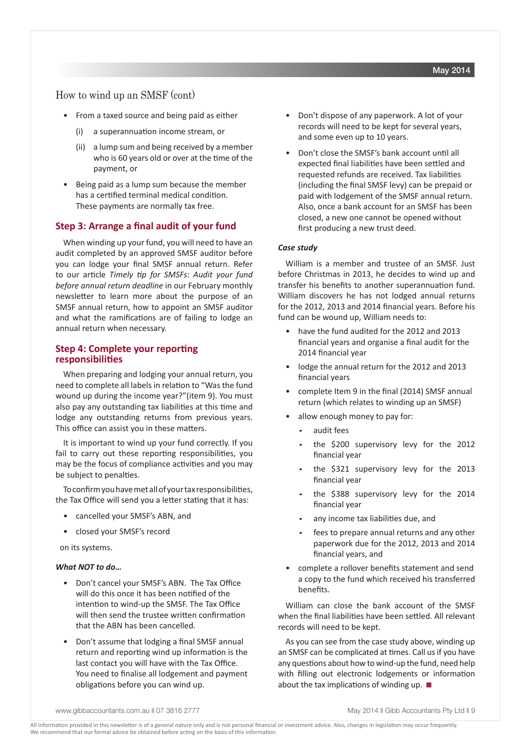## How to wind up an SMSF (cont)

- From a taxed source and being paid as either
  - (i) a superannuation income stream, or
  - (ii) a lump sum and being received by a member who is 60 years old or over at the time of the payment, or
- Being paid as a lump sum because the member has a certified terminal medical condition. These payments are normally tax free.

### Step 3: Arrange a final audit of your fund

When winding up your fund, you will need to have an audit completed by an approved SMSF auditor before you can lodge your final SMSF annual return. Refer to our article *Timely tip for SMSFs: Audit your fund before annual return deadline* in our February monthly newsletter to learn more about the purpose of an SMSF annual return, how to appoint an SMSF auditor and what the ramifications are of failing to lodge an annual return when necessary.

### Step 4: Complete your reporting responsibilities

When preparing and lodging your annual return, you need to complete all labels in relation to "Was the fund wound up during the income year?"(item 9). You must also pay any outstanding tax liabilities at this time and lodge any outstanding returns from previous years. This office can assist you in these matters.

It is important to wind up your fund correctly. If you fail to carry out these reporting responsibilities, you may be the focus of compliance activities and you may be subject to penalties.

To confirm you have met all of your tax responsibilities, the Tax Office will send you a letter stating that it has:

- cancelled your SMSF's ABN, and
- closed your SMSF's record

on its systems.

***What NOT to do…***

- Don't cancel your SMSF's ABN. The Tax Office will do this once it has been notified of the intention to wind-up the SMSF. The Tax Office will then send the trustee written confirmation that the ABN has been cancelled.
- Don't assume that lodging a final SMSF annual return and reporting wind up information is the last contact you will have with the Tax Office. You need to finalise all lodgement and payment obligations before you can wind up.
- Don't dispose of any paperwork. A lot of your records will need to be kept for several years, and some even up to 10 years.
- Don't close the SMSF's bank account until all expected final liabilities have been settled and requested refunds are received. Tax liabilities (including the final SMSF levy) can be prepaid or paid with lodgement of the SMSF annual return. Also, once a bank account for an SMSF has been closed, a new one cannot be opened without first producing a new trust deed.

***Case study***

William is a member and trustee of an SMSF. Just before Christmas in 2013, he decides to wind up and transfer his benefits to another superannuation fund. William discovers he has not lodged annual returns for the 2012, 2013 and 2014 financial years. Before his fund can be wound up, William needs to:

- have the fund audited for the 2012 and 2013 financial years and organise a final audit for the 2014 financial year
- lodge the annual return for the 2012 and 2013 financial years
- complete Item 9 in the final (2014) SMSF annual return (which relates to winding up an SMSF)
- allow enough money to pay for:
  - audit fees
  - the $200 supervisory levy for the 2012 financial year
  - the $321 supervisory levy for the 2013 financial year
  - the $388 supervisory levy for the 2014 financial year
  - any income tax liabilities due, and
  - fees to prepare annual returns and any other paperwork due for the 2012, 2013 and 2014 financial years, and
- complete a rollover benefits statement and send a copy to the fund which received his transferred benefits.

William can close the bank account of the SMSF when the final liabilities have been settled. All relevant records will need to be kept.

As you can see from the case study above, winding up an SMSF can be complicated at times. Call us if you have any questions about how to wind-up the fund, need help with filling out electronic lodgements or information about the tax implications of winding up. ■

All information provided in this newsletter is of a general nature only and is not personal financial or investment advice. Also, changes in legislation may occur frequently. We recommend that our formal advice be obtained before acting on the basis of this information.